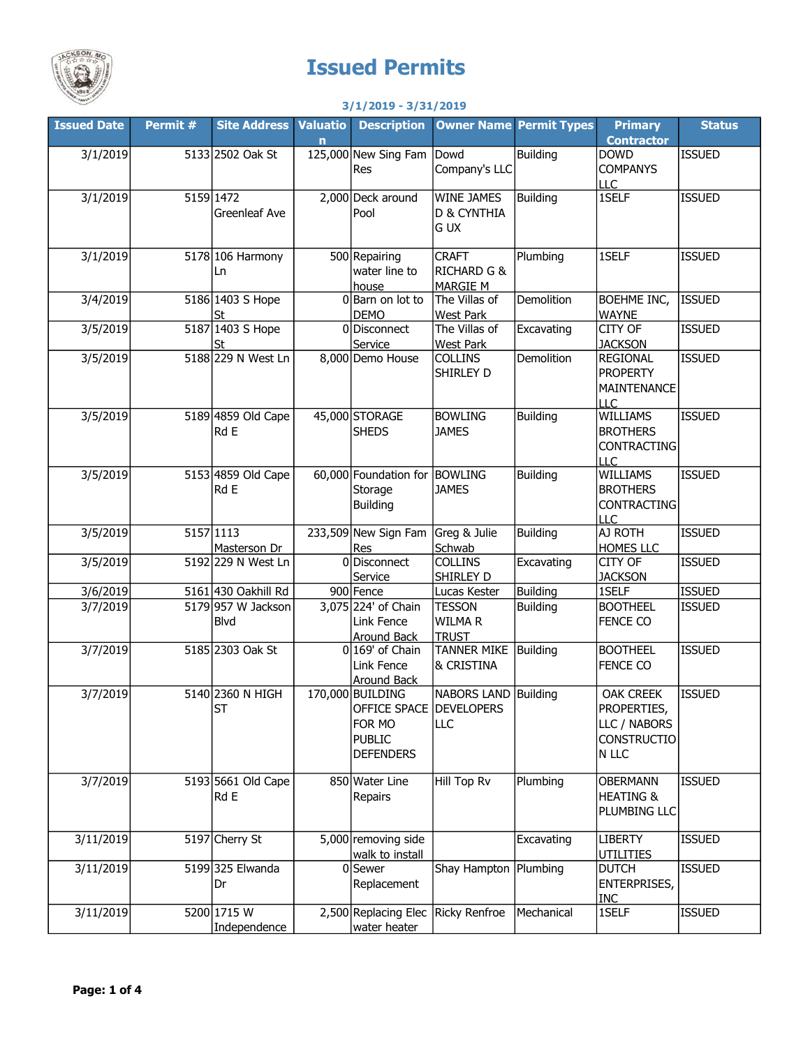# Issued Permits

**3/1/2019 - 3/31/2019**

| Issued Date | Permit # | Site Address | Valuation | Description | Owner Name | Permit Types | Primary Contractor | Status |
|---|---|---|---|---|---|---|---|---|
| 3/1/2019 | 5133 | 2502 Oak St | 125,000 | New Sing Fam Res | Dowd Company's LLC | Building | DOWD COMPANYS LLC | ISSUED |
| 3/1/2019 | 5159 | 1472 Greenleaf Ave | 2,000 | Deck around Pool | WINE JAMES D & CYNTHIA G UX | Building | 1SELF | ISSUED |
| 3/1/2019 | 5178 | 106 Harmony Ln | 500 | Repairing water line to house | CRAFT RICHARD G & MARGIE M | Plumbing | 1SELF | ISSUED |
| 3/4/2019 | 5186 | 1403 S Hope St | 0 | Barn on lot to DEMO | The Villas of West Park | Demolition | BOEHME INC, WAYNE | ISSUED |
| 3/5/2019 | 5187 | 1403 S Hope St | 0 | Disconnect Service | The Villas of West Park | Excavating | CITY OF JACKSON | ISSUED |
| 3/5/2019 | 5188 | 229 N West Ln | 8,000 | Demo House | COLLINS SHIRLEY D | Demolition | REGIONAL PROPERTY MAINTENANCE LLC | ISSUED |
| 3/5/2019 | 5189 | 4859 Old Cape Rd E | 45,000 | STORAGE SHEDS | BOWLING JAMES | Building | WILLIAMS BROTHERS CONTRACTING LLC | ISSUED |
| 3/5/2019 | 5153 | 4859 Old Cape Rd E | 60,000 | Foundation for Storage Building | BOWLING JAMES | Building | WILLIAMS BROTHERS CONTRACTING LLC | ISSUED |
| 3/5/2019 | 5157 | 1113 Masterson Dr | 233,509 | New Sign Fam Res | Greg & Julie Schwab | Building | AJ ROTH HOMES LLC | ISSUED |
| 3/5/2019 | 5192 | 229 N West Ln | 0 | Disconnect Service | COLLINS SHIRLEY D | Excavating | CITY OF JACKSON | ISSUED |
| 3/6/2019 | 5161 | 430 Oakhill Rd | 900 | Fence | Lucas Kester | Building | 1SELF | ISSUED |
| 3/7/2019 | 5179 | 957 W Jackson Blvd | 3,075 | 224' of Chain Link Fence Around Back | TESSON WILMA R TRUST | Building | BOOTHEEL FENCE CO | ISSUED |
| 3/7/2019 | 5185 | 2303 Oak St | 0 | 169' of Chain Link Fence Around Back | TANNER MIKE & CRISTINA | Building | BOOTHEEL FENCE CO | ISSUED |
| 3/7/2019 | 5140 | 2360 N HIGH ST | 170,000 | BUILDING OFFICE SPACE FOR MO PUBLIC DEFENDERS | NABORS LAND DEVELOPERS LLC | Building | OAK CREEK PROPERTIES, LLC / NABORS CONSTRUCTION LLC | ISSUED |
| 3/7/2019 | 5193 | 5661 Old Cape Rd E | 850 | Water Line Repairs | Hill Top Rv | Plumbing | OBERMANN HEATING & PLUMBING LLC | ISSUED |
| 3/11/2019 | 5197 | Cherry St | 5,000 | removing side walk to install | | Excavating | LIBERTY UTILITIES | ISSUED |
| 3/11/2019 | 5199 | 325 Elwanda Dr | 0 | Sewer Replacement | Shay Hampton | Plumbing | DUTCH ENTERPRISES, INC | ISSUED |
| 3/11/2019 | 5200 | 1715 W Independence | 2,500 | Replacing Elec water heater | Ricky Renfroe | Mechanical | 1SELF | ISSUED |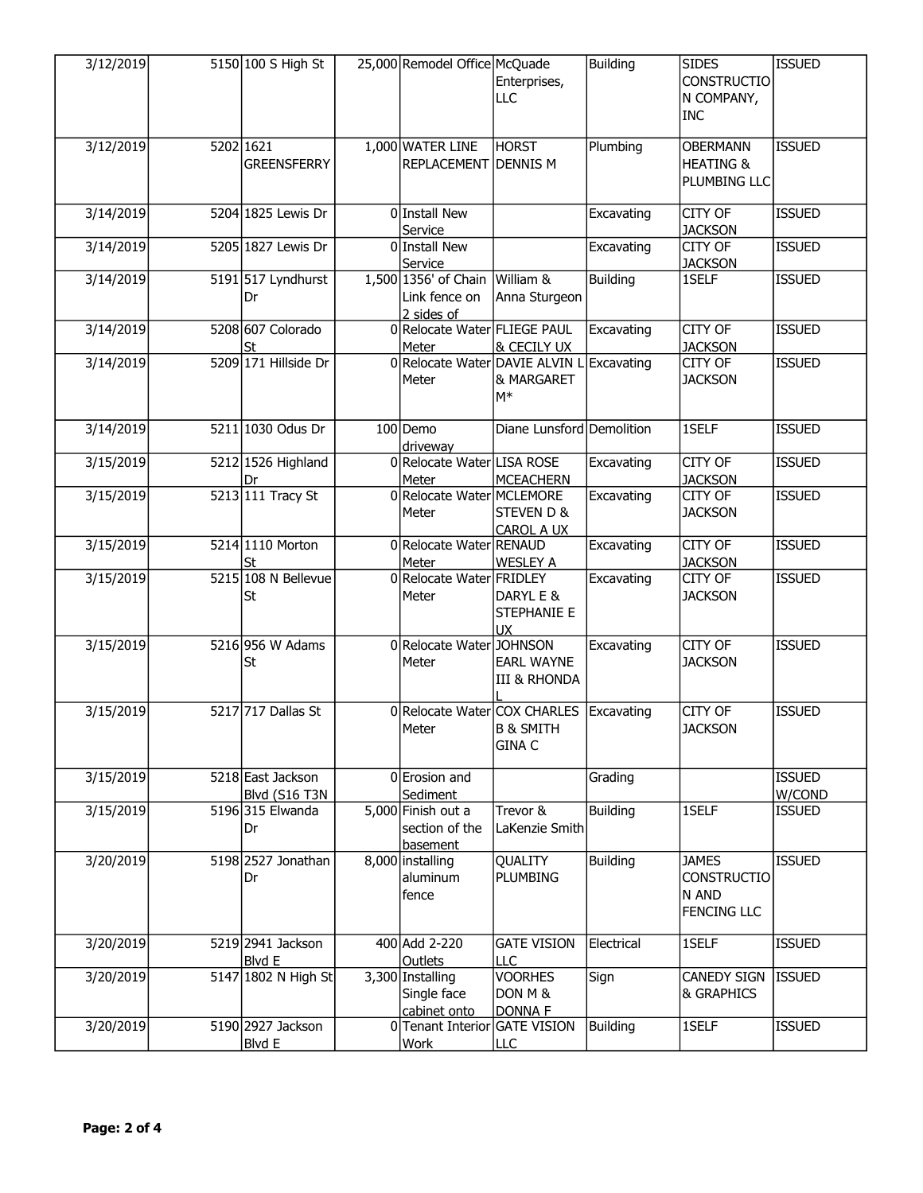| | | | | | | | | |
|---|---|---|---|---|---|---|---|---|
| 3/12/2019 | 5150 | 100 S High St | 25,000 | Remodel Office | McQuade Enterprises, LLC | Building | SIDES CONSTRUCTION COMPANY, INC | ISSUED |
| 3/12/2019 | 5202 | 1621 GREENSFERRY | 1,000 | WATER LINE REPLACEMENT | HORST DENNIS M | Plumbing | OBERMANN HEATING & PLUMBING LLC | ISSUED |
| 3/14/2019 | 5204 | 1825 Lewis Dr | 0 | Install New Service | | Excavating | CITY OF JACKSON | ISSUED |
| 3/14/2019 | 5205 | 1827 Lewis Dr | 0 | Install New Service | | Excavating | CITY OF JACKSON | ISSUED |
| 3/14/2019 | 5191 | 517 Lyndhurst Dr | 1,500 | 1356' of Chain Link fence on 2 sides of | William & Anna Sturgeon | Building | 1SELF | ISSUED |
| 3/14/2019 | 5208 | 607 Colorado St | 0 | Relocate Water Meter | FLIEGE PAUL & CECILY UX | Excavating | CITY OF JACKSON | ISSUED |
| 3/14/2019 | 5209 | 171 Hillside Dr | 0 | Relocate Water Meter | DAVIE ALVIN L & MARGARET M* | Excavating | CITY OF JACKSON | ISSUED |
| 3/14/2019 | 5211 | 1030 Odus Dr | 100 | Demo driveway | Diane Lunsford | Demolition | 1SELF | ISSUED |
| 3/15/2019 | 5212 | 1526 Highland Dr | 0 | Relocate Water Meter | LISA ROSE MCEACHERN | Excavating | CITY OF JACKSON | ISSUED |
| 3/15/2019 | 5213 | 111 Tracy St | 0 | Relocate Water Meter | MCLEMORE STEVEN D & CAROL A UX | Excavating | CITY OF JACKSON | ISSUED |
| 3/15/2019 | 5214 | 1110 Morton St | 0 | Relocate Water Meter | RENAUD WESLEY A | Excavating | CITY OF JACKSON | ISSUED |
| 3/15/2019 | 5215 | 108 N Bellevue St | 0 | Relocate Water Meter | FRIDLEY DARYL E & STEPHANIE E UX | Excavating | CITY OF JACKSON | ISSUED |
| 3/15/2019 | 5216 | 956 W Adams St | 0 | Relocate Water Meter | JOHNSON EARL WAYNE III & RHONDA L | Excavating | CITY OF JACKSON | ISSUED |
| 3/15/2019 | 5217 | 717 Dallas St | 0 | Relocate Water Meter | COX CHARLES B & SMITH GINA C | Excavating | CITY OF JACKSON | ISSUED |
| 3/15/2019 | 5218 | East Jackson Blvd (S16 T3N | 0 | Erosion and Sediment | | Grading | | ISSUED W/COND |
| 3/15/2019 | 5196 | 315 Elwanda Dr | 5,000 | Finish out a section of the basement | Trevor & LaKenzie Smith | Building | 1SELF | ISSUED |
| 3/20/2019 | 5198 | 2527 Jonathan Dr | 8,000 | installing aluminum fence | QUALITY PLUMBING | Building | JAMES CONSTRUCTION AND FENCING LLC | ISSUED |
| 3/20/2019 | 5219 | 2941 Jackson Blvd E | 400 | Add 2-220 Outlets | GATE VISION LLC | Electrical | 1SELF | ISSUED |
| 3/20/2019 | 5147 | 1802 N High St | 3,300 | Installing Single face cabinet onto | VOORHES DON M & DONNA F | Sign | CANEDY SIGN & GRAPHICS | ISSUED |
| 3/20/2019 | 5190 | 2927 Jackson Blvd E | 0 | Tenant Interior Work | GATE VISION LLC | Building | 1SELF | ISSUED |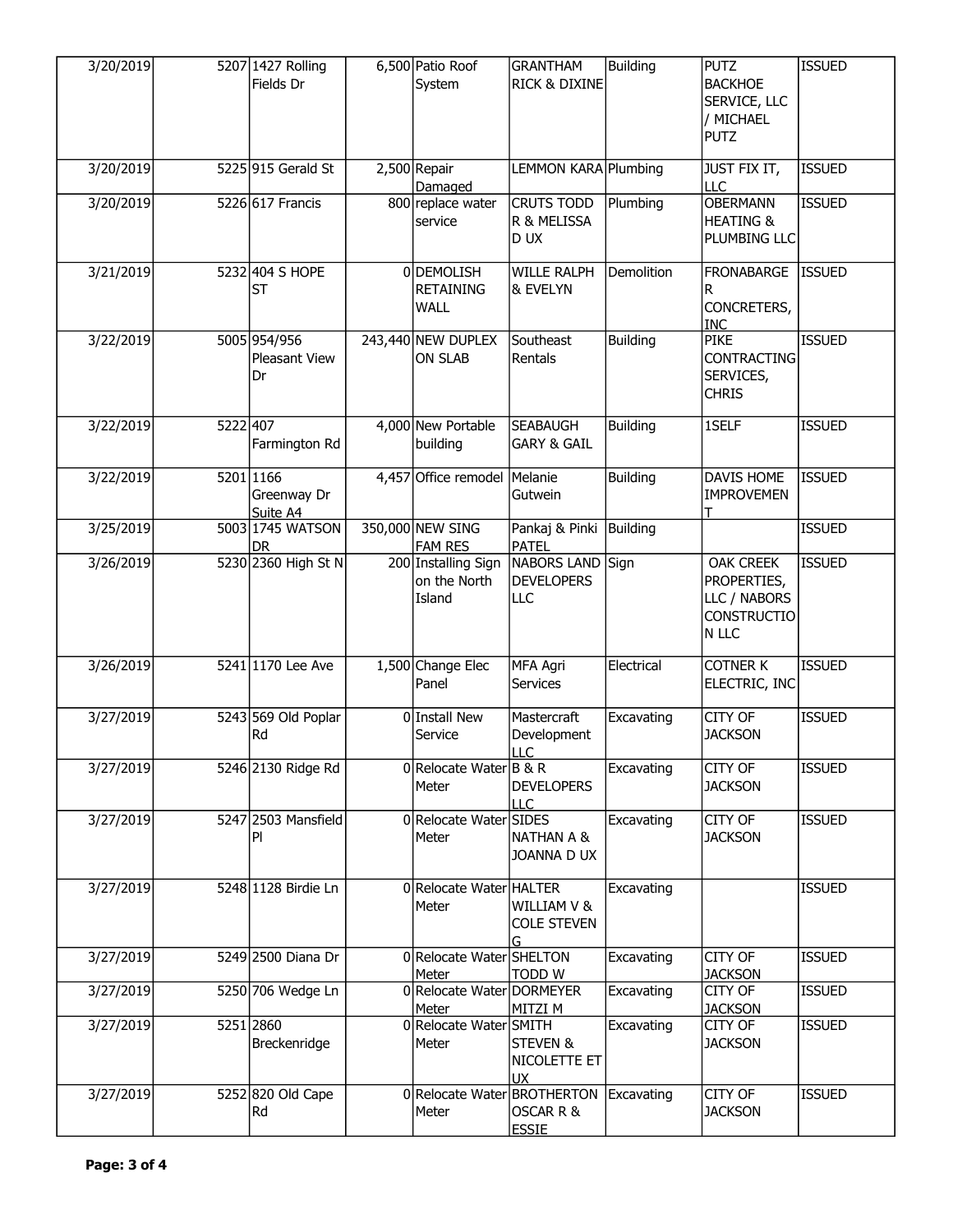| | | | | | | | | |
|---|---|---|---|---|---|---|---|---|
| 3/20/2019 | 5207 | 1427 Rolling Fields Dr | 6,500 | Patio Roof System | GRANTHAM RICK & DIXINE | Building | PUTZ BACKHOE SERVICE, LLC / MICHAEL PUTZ | ISSUED |
| 3/20/2019 | 5225 | 915 Gerald St | 2,500 | Repair Damaged | LEMMON KARA | Plumbing | JUST FIX IT, LLC | ISSUED |
| 3/20/2019 | 5226 | 617 Francis | 800 | replace water service | CRUTS TODD R & MELISSA D UX | Plumbing | OBERMANN HEATING & PLUMBING LLC | ISSUED |
| 3/21/2019 | 5232 | 404 S HOPE ST | 0 | DEMOLISH RETAINING WALL | WILLE RALPH & EVELYN | Demolition | FRONABARGE R CONCRETERS, INC | ISSUED |
| 3/22/2019 | 5005 | 954/956 Pleasant View Dr | 243,440 | NEW DUPLEX ON SLAB | Southeast Rentals | Building | PIKE CONTRACTING SERVICES, CHRIS | ISSUED |
| 3/22/2019 | 5222 | 407 Farmington Rd | 4,000 | New Portable building | SEABAUGH GARY & GAIL | Building | 1SELF | ISSUED |
| 3/22/2019 | 5201 | 1166 Greenway Dr Suite A4 | 4,457 | Office remodel | Melanie Gutwein | Building | DAVIS HOME IMPROVEMENT | ISSUED |
| 3/25/2019 | 5003 | 1745 WATSON DR | 350,000 | NEW SING FAM RES | Pankaj & Pinki PATEL | Building | | ISSUED |
| 3/26/2019 | 5230 | 2360 High St N | 200 | Installing Sign on the North Island | NABORS LAND DEVELOPERS LLC | Sign | OAK CREEK PROPERTIES, LLC / NABORS CONSTRUCTION LLC | ISSUED |
| 3/26/2019 | 5241 | 1170 Lee Ave | 1,500 | Change Elec Panel | MFA Agri Services | Electrical | COTNER K ELECTRIC, INC | ISSUED |
| 3/27/2019 | 5243 | 569 Old Poplar Rd | 0 | Install New Service | Mastercraft Development LLC | Excavating | CITY OF JACKSON | ISSUED |
| 3/27/2019 | 5246 | 2130 Ridge Rd | 0 | Relocate Water Meter | B & R DEVELOPERS LLC | Excavating | CITY OF JACKSON | ISSUED |
| 3/27/2019 | 5247 | 2503 Mansfield Pl | 0 | Relocate Water Meter | SIDES NATHAN A & JOANNA D UX | Excavating | CITY OF JACKSON | ISSUED |
| 3/27/2019 | 5248 | 1128 Birdie Ln | 0 | Relocate Water Meter | HALTER WILLIAM V & COLE STEVEN G | Excavating | | ISSUED |
| 3/27/2019 | 5249 | 2500 Diana Dr | 0 | Relocate Water Meter | SHELTON TODD W | Excavating | CITY OF JACKSON | ISSUED |
| 3/27/2019 | 5250 | 706 Wedge Ln | 0 | Relocate Water Meter | DORMEYER MITZI M | Excavating | CITY OF JACKSON | ISSUED |
| 3/27/2019 | 5251 | 2860 Breckenridge | 0 | Relocate Water Meter | SMITH STEVEN & NICOLETTE ET UX | Excavating | CITY OF JACKSON | ISSUED |
| 3/27/2019 | 5252 | 820 Old Cape Rd | 0 | Relocate Water Meter | BROTHERTON OSCAR R & ESSIE | Excavating | CITY OF JACKSON | ISSUED |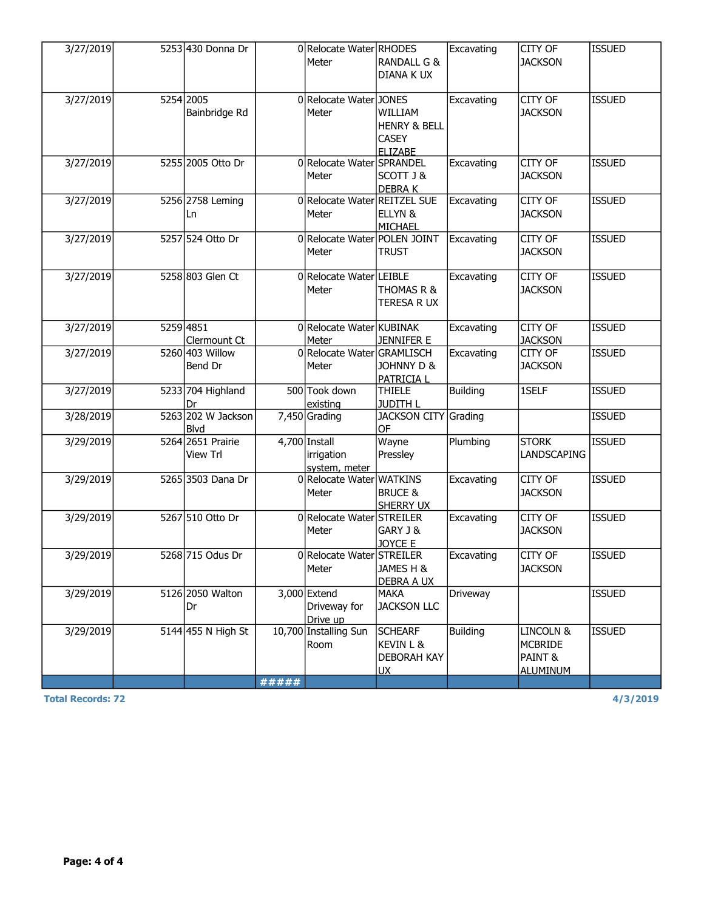| | | | | | | | | |
|---|---|---|---|---|---|---|---|---|
| 3/27/2019 | 5253 | 430 Donna Dr | 0 | Relocate Water Meter | RHODES RANDALL G & DIANA K UX | Excavating | CITY OF JACKSON | ISSUED |
| 3/27/2019 | 5254 | 2005 Bainbridge Rd | 0 | Relocate Water Meter | JONES WILLIAM HENRY & BELL CASEY ELIZABE | Excavating | CITY OF JACKSON | ISSUED |
| 3/27/2019 | 5255 | 2005 Otto Dr | 0 | Relocate Water Meter | SPRANDEL SCOTT J & DEBRA K | Excavating | CITY OF JACKSON | ISSUED |
| 3/27/2019 | 5256 | 2758 Leming Ln | 0 | Relocate Water Meter | REITZEL SUE ELLYN & MICHAEL | Excavating | CITY OF JACKSON | ISSUED |
| 3/27/2019 | 5257 | 524 Otto Dr | 0 | Relocate Water Meter | POLEN JOINT TRUST | Excavating | CITY OF JACKSON | ISSUED |
| 3/27/2019 | 5258 | 803 Glen Ct | 0 | Relocate Water Meter | LEIBLE THOMAS R & TERESA R UX | Excavating | CITY OF JACKSON | ISSUED |
| 3/27/2019 | 5259 | 4851 Clermount Ct | 0 | Relocate Water Meter | KUBINAK JENNIFER E | Excavating | CITY OF JACKSON | ISSUED |
| 3/27/2019 | 5260 | 403 Willow Bend Dr | 0 | Relocate Water Meter | GRAMLISCH JOHNNY D & PATRICIA L | Excavating | CITY OF JACKSON | ISSUED |
| 3/27/2019 | 5233 | 704 Highland Dr | 500 | Took down existing | THIELE JUDITH L | Building | 1SELF | ISSUED |
| 3/28/2019 | 5263 | 202 W Jackson Blvd | 7,450 | Grading | JACKSON CITY OF | Grading | | ISSUED |
| 3/29/2019 | 5264 | 2651 Prairie View Trl | 4,700 | Install irrigation system, meter | Wayne Pressley | Plumbing | STORK LANDSCAPING | ISSUED |
| 3/29/2019 | 5265 | 3503 Dana Dr | 0 | Relocate Water Meter | WATKINS BRUCE & SHERRY UX | Excavating | CITY OF JACKSON | ISSUED |
| 3/29/2019 | 5267 | 510 Otto Dr | 0 | Relocate Water Meter | STREILER GARY J & JOYCE E | Excavating | CITY OF JACKSON | ISSUED |
| 3/29/2019 | 5268 | 715 Odus Dr | 0 | Relocate Water Meter | STREILER JAMES H & DEBRA A UX | Excavating | CITY OF JACKSON | ISSUED |
| 3/29/2019 | 5126 | 2050 Walton Dr | 3,000 | Extend Driveway for Drive up | MAKA JACKSON LLC | Driveway | | ISSUED |
| 3/29/2019 | 5144 | 455 N High St | 10,700 | Installing Sun Room | SCHEARF KEVIN L & DEBORAH KAY UX | Building | LINCOLN & MCBRIDE PAINT & ALUMINUM | ISSUED |
| | | | ##### | | | | | |

**Total Records: 72**

**4/3/2019**